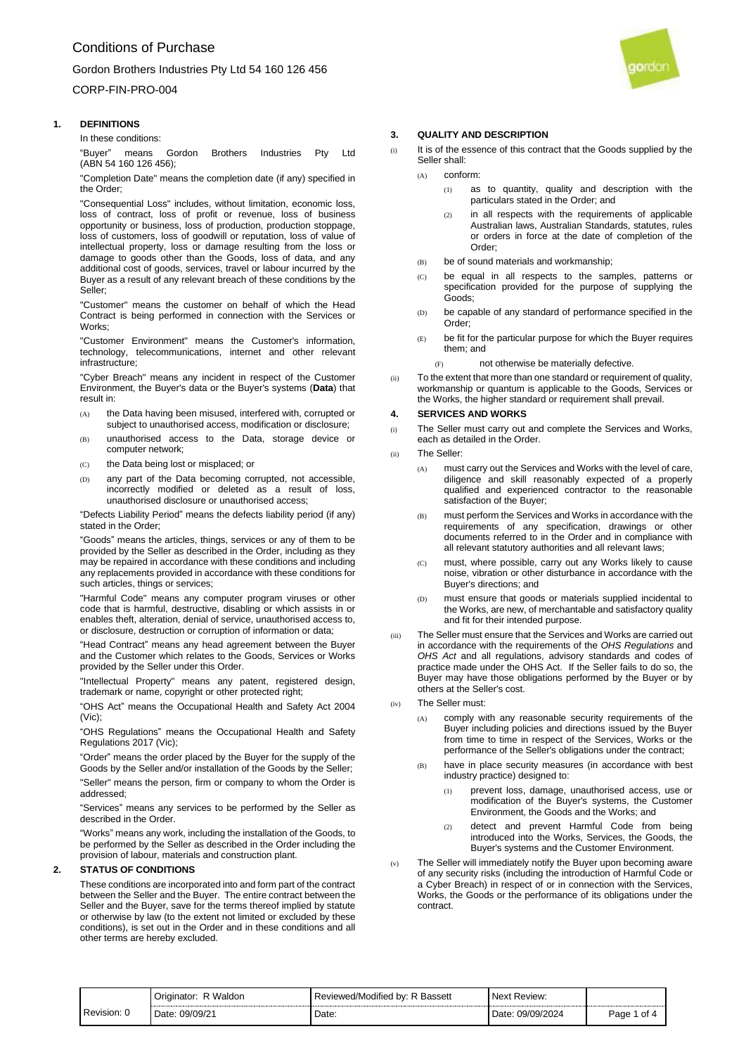# Conditions of Purchase

Gordon Brothers Industries Pty Ltd 54 160 126 456

CORP-FIN-PRO-004

## 1. DEFINITIONS

In these conditions:

"Buyer" means Gordon Brothers Industries Pty Ltd (ABN 54 160 126 456);

"Completion Date" means the completion date (if any) specified in the Order;

"Consequential Loss" includes, without limitation, economic loss, loss of contract, loss of profit or revenue, loss of business opportunity or business, loss of production, production stoppage, loss of customers, loss of goodwill or reputation, loss of value of intellectual property, loss or damage resulting from the loss or damage to goods other than the Goods, loss of data, and any additional cost of goods, services, travel or labour incurred by the Buyer as a result of any relevant breach of these conditions by the Seller;

"Customer" means the customer on behalf of which the Head Contract is being performed in connection with the Services or Works;

"Customer Environment" means the Customer's information, technology, telecommunications, internet and other relevant infrastructure;

"Cyber Breach" means any incident in respect of the Customer Environment, the Buyer's data or the Buyer's systems (**Data**) that result in:

(A) the Data having been misused, interfered with, corrupted or subject to unauthorised access, modification or disclosure;

(B) unauthorised access to the Data, storage device or computer network;

(C) the Data being lost or misplaced; or

(D) any part of the Data becoming corrupted, not accessible, incorrectly modified or deleted as a result of loss, unauthorised disclosure or unauthorised access;

"Defects Liability Period" means the defects liability period (if any) stated in the Order;

"Goods" means the articles, things, services or any of them to be provided by the Seller as described in the Order, including as they may be repaired in accordance with these conditions and including any replacements provided in accordance with these conditions for such articles, things or services;

"Harmful Code" means any computer program viruses or other code that is harmful, destructive, disabling or which assists in or enables theft, alteration, denial of service, unauthorised access to, or disclosure, destruction or corruption of information or data;

"Head Contract" means any head agreement between the Buyer and the Customer which relates to the Goods, Services or Works provided by the Seller under this Order.

"Intellectual Property" means any patent, registered design, trademark or name, copyright or other protected right;

"OHS Act" means the Occupational Health and Safety Act 2004 (Vic);

"OHS Regulations" means the Occupational Health and Safety Regulations 2017 (Vic);

"Order" means the order placed by the Buyer for the supply of the Goods by the Seller and/or installation of the Goods by the Seller;

"Seller" means the person, firm or company to whom the Order is addressed;

"Services" means any services to be performed by the Seller as described in the Order.

"Works" means any work, including the installation of the Goods, to be performed by the Seller as described in the Order including the provision of labour, materials and construction plant.

## 2. STATUS OF CONDITIONS

These conditions are incorporated into and form part of the contract between the Seller and the Buyer. The entire contract between the Seller and the Buyer, save for the terms thereof implied by statute or otherwise by law (to the extent not limited or excluded by these conditions), is set out in the Order and in these conditions and all other terms are hereby excluded.

## 3. QUALITY AND DESCRIPTION

(i) It is of the essence of this contract that the Goods supplied by the Seller shall:

(A) conform:

(1) as to quantity, quality and description with the particulars stated in the Order; and

(2) in all respects with the requirements of applicable Australian laws, Australian Standards, statutes, rules or orders in force at the date of completion of the Order;

(B) be of sound materials and workmanship;

(C) be equal in all respects to the samples, patterns or specification provided for the purpose of supplying the Goods;

(D) be capable of any standard of performance specified in the Order;

(E) be fit for the particular purpose for which the Buyer requires them; and

(F) not otherwise be materially defective.

(ii) To the extent that more than one standard or requirement of quality, workmanship or quantum is applicable to the Goods, Services or the Works, the higher standard or requirement shall prevail.

## 4. SERVICES AND WORKS

(i) The Seller must carry out and complete the Services and Works, each as detailed in the Order.

(ii) The Seller:

(A) must carry out the Services and Works with the level of care, diligence and skill reasonably expected of a properly qualified and experienced contractor to the reasonable satisfaction of the Buyer;

(B) must perform the Services and Works in accordance with the requirements of any specification, drawings or other documents referred to in the Order and in compliance with all relevant statutory authorities and all relevant laws;

(C) must, where possible, carry out any Works likely to cause noise, vibration or other disturbance in accordance with the Buyer's directions; and

(D) must ensure that goods or materials supplied incidental to the Works, are new, of merchantable and satisfactory quality and fit for their intended purpose.

(iii) The Seller must ensure that the Services and Works are carried out in accordance with the requirements of the *OHS Regulations* and *OHS Act* and all regulations, advisory standards and codes of practice made under the OHS Act. If the Seller fails to do so, the Buyer may have those obligations performed by the Buyer or by others at the Seller's cost.

(iv) The Seller must:

(A) comply with any reasonable security requirements of the Buyer including policies and directions issued by the Buyer from time to time in respect of the Services, Works or the performance of the Seller's obligations under the contract;

(B) have in place security measures (in accordance with best industry practice) designed to:

(1) prevent loss, damage, unauthorised access, use or modification of the Buyer's systems, the Customer Environment, the Goods and the Works; and

(2) detect and prevent Harmful Code from being introduced into the Works, Services, the Goods, the Buyer's systems and the Customer Environment.

(v) The Seller will immediately notify the Buyer upon becoming aware of any security risks (including the introduction of Harmful Code or a Cyber Breach) in respect of or in connection with the Services, Works, the Goods or the performance of its obligations under the contract.

| Revision: 0 | Originator: R Waldon | Reviewed/Modified by: R Bassett | Next Review: | |
|---|---|---|---|---|
| | Date: 09/09/21 | Date: | Date: 09/09/2024 | |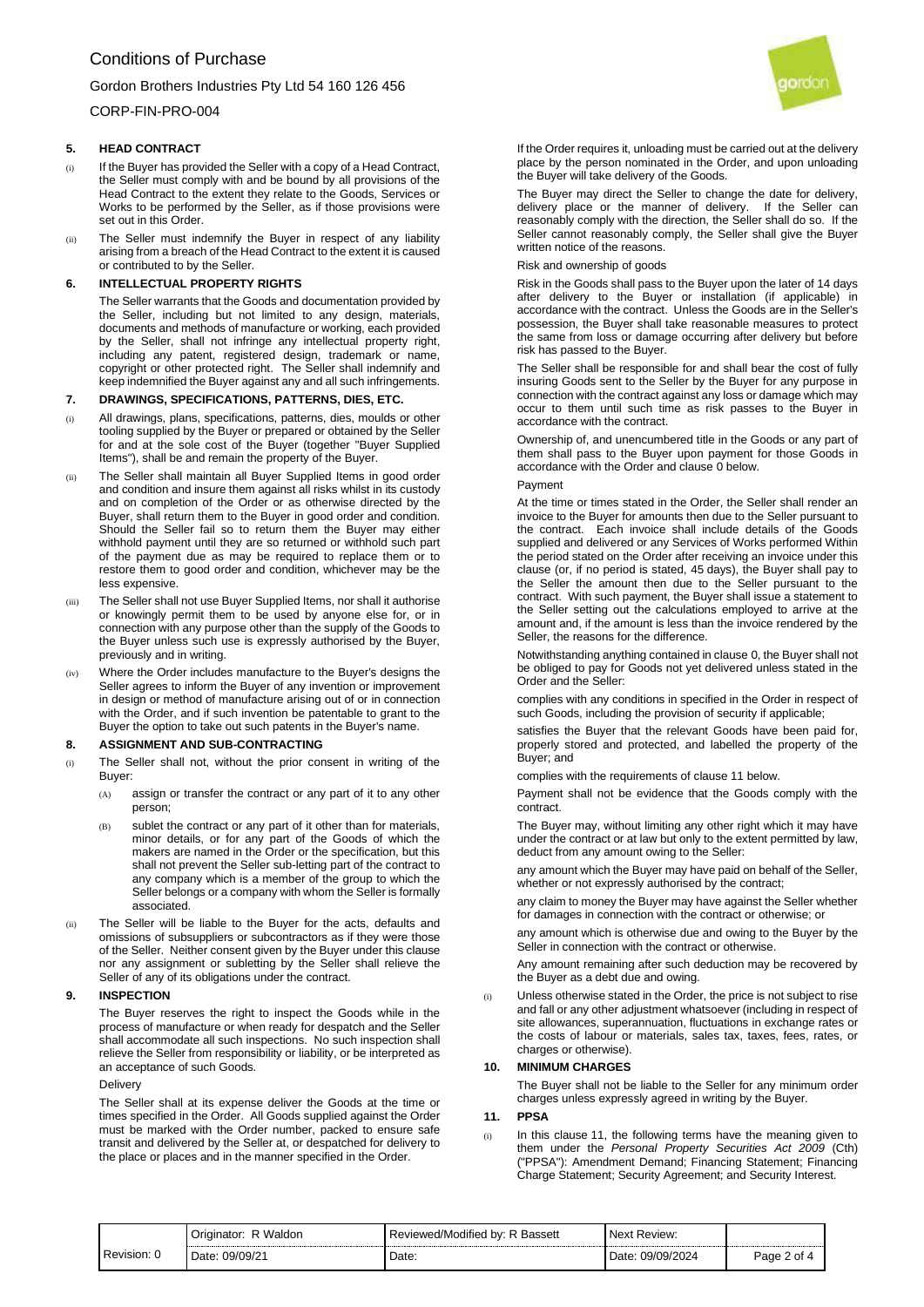## 5. HEAD CONTRACT

(i) If the Buyer has provided the Seller with a copy of a Head Contract, the Seller must comply with and be bound by all provisions of the Head Contract to the extent they relate to the Goods, Services or Works to be performed by the Seller, as if those provisions were set out in this Order.

(ii) The Seller must indemnify the Buyer in respect of any liability arising from a breach of the Head Contract to the extent it is caused or contributed to by the Seller.

## 6. INTELLECTUAL PROPERTY RIGHTS

The Seller warrants that the Goods and documentation provided by the Seller, including but not limited to any design, materials, documents and methods of manufacture or working, each provided by the Seller, shall not infringe any intellectual property right, including any patent, registered design, trademark or name, copyright or other protected right. The Seller shall indemnify and keep indemnified the Buyer against any and all such infringements.

## 7. DRAWINGS, SPECIFICATIONS, PATTERNS, DIES, ETC.

(i) All drawings, plans, specifications, patterns, dies, moulds or other tooling supplied by the Buyer or prepared or obtained by the Seller for and at the sole cost of the Buyer (together "Buyer Supplied Items"), shall be and remain the property of the Buyer.

(ii) The Seller shall maintain all Buyer Supplied Items in good order and condition and insure them against all risks whilst in its custody and on completion of the Order or as otherwise directed by the Buyer, shall return them to the Buyer in good order and condition. Should the Seller fail so to return them the Buyer may either withhold payment until they are so returned or withhold such part of the payment due as may be required to replace them or to restore them to good order and condition, whichever may be the less expensive.

(iii) The Seller shall not use Buyer Supplied Items, nor shall it authorise or knowingly permit them to be used by anyone else for, or in connection with any purpose other than the supply of the Goods to the Buyer unless such use is expressly authorised by the Buyer, previously and in writing.

(iv) Where the Order includes manufacture to the Buyer's designs the Seller agrees to inform the Buyer of any invention or improvement in design or method of manufacture arising out of or in connection with the Order, and if such invention be patentable to grant to the Buyer the option to take out such patents in the Buyer's name.

## 8. ASSIGNMENT AND SUB-CONTRACTING

(i) The Seller shall not, without the prior consent in writing of the Buyer:

   (A) assign or transfer the contract or any part of it to any other person;

   (B) sublet the contract or any part of it other than for materials, minor details, or for any part of the Goods of which the makers are named in the Order or the specification, but this shall not prevent the Seller sub-letting part of the contract to any company which is a member of the group to which the Seller belongs or a company with whom the Seller is formally associated.

(ii) The Seller will be liable to the Buyer for the acts, defaults and omissions of subsuppliers or subcontractors as if they were those of the Seller. Neither consent given by the Buyer under this clause nor any assignment or subletting by the Seller shall relieve the Seller of any of its obligations under the contract.

## 9. INSPECTION

The Buyer reserves the right to inspect the Goods while in the process of manufacture or when ready for despatch and the Seller shall accommodate all such inspections. No such inspection shall relieve the Seller from responsibility or liability, or be interpreted as an acceptance of such Goods.

Delivery

The Seller shall at its expense deliver the Goods at the time or times specified in the Order. All Goods supplied against the Order must be marked with the Order number, packed to ensure safe transit and delivered by the Seller at, or despatched for delivery to the place or places and in the manner specified in the Order.

If the Order requires it, unloading must be carried out at the delivery place by the person nominated in the Order, and upon unloading the Buyer will take delivery of the Goods.

The Buyer may direct the Seller to change the date for delivery, delivery place or the manner of delivery. If the Seller can reasonably comply with the direction, the Seller shall do so. If the Seller cannot reasonably comply, the Seller shall give the Buyer written notice of the reasons.

Risk and ownership of goods

Risk in the Goods shall pass to the Buyer upon the later of 14 days after delivery to the Buyer or installation (if applicable) in accordance with the contract. Unless the Goods are in the Seller's possession, the Buyer shall take reasonable measures to protect the same from loss or damage occurring after delivery but before risk has passed to the Buyer.

The Seller shall be responsible for and shall bear the cost of fully insuring Goods sent to the Seller by the Buyer for any purpose in connection with the contract against any loss or damage which may occur to them until such time as risk passes to the Buyer in accordance with the contract.

Ownership of, and unencumbered title in the Goods or any part of them shall pass to the Buyer upon payment for those Goods in accordance with the Order and clause 0 below.

Payment

At the time or times stated in the Order, the Seller shall render an invoice to the Buyer for amounts then due to the Seller pursuant to the contract. Each invoice shall include details of the Goods supplied and delivered or any Services of Works performed Within the period stated on the Order after receiving an invoice under this clause (or, if no period is stated, 45 days), the Buyer shall pay to the Seller the amount then due to the Seller pursuant to the contract. With such payment, the Buyer shall issue a statement to the Seller setting out the calculations employed to arrive at the amount and, if the amount is less than the invoice rendered by the Seller, the reasons for the difference.

Notwithstanding anything contained in clause 0, the Buyer shall not be obliged to pay for Goods not yet delivered unless stated in the Order and the Seller:

complies with any conditions in specified in the Order in respect of such Goods, including the provision of security if applicable;

satisfies the Buyer that the relevant Goods have been paid for, properly stored and protected, and labelled the property of the Buyer; and

complies with the requirements of clause 11 below.

Payment shall not be evidence that the Goods comply with the contract.

The Buyer may, without limiting any other right which it may have under the contract or at law but only to the extent permitted by law, deduct from any amount owing to the Seller:

any amount which the Buyer may have paid on behalf of the Seller, whether or not expressly authorised by the contract;

any claim to money the Buyer may have against the Seller whether for damages in connection with the contract or otherwise; or

any amount which is otherwise due and owing to the Buyer by the Seller in connection with the contract or otherwise.

Any amount remaining after such deduction may be recovered by the Buyer as a debt due and owing.

(i) Unless otherwise stated in the Order, the price is not subject to rise and fall or any other adjustment whatsoever (including in respect of site allowances, superannuation, fluctuations in exchange rates or the costs of labour or materials, sales tax, taxes, fees, rates, or charges or otherwise).

## 10. MINIMUM CHARGES

The Buyer shall not be liable to the Seller for any minimum order charges unless expressly agreed in writing by the Buyer.

## 11. PPSA

(i) In this clause 11, the following terms have the meaning given to them under the *Personal Property Securities Act 2009* (Cth) ("PPSA"): Amendment Demand; Financing Statement; Financing Charge Statement; Security Agreement; and Security Interest.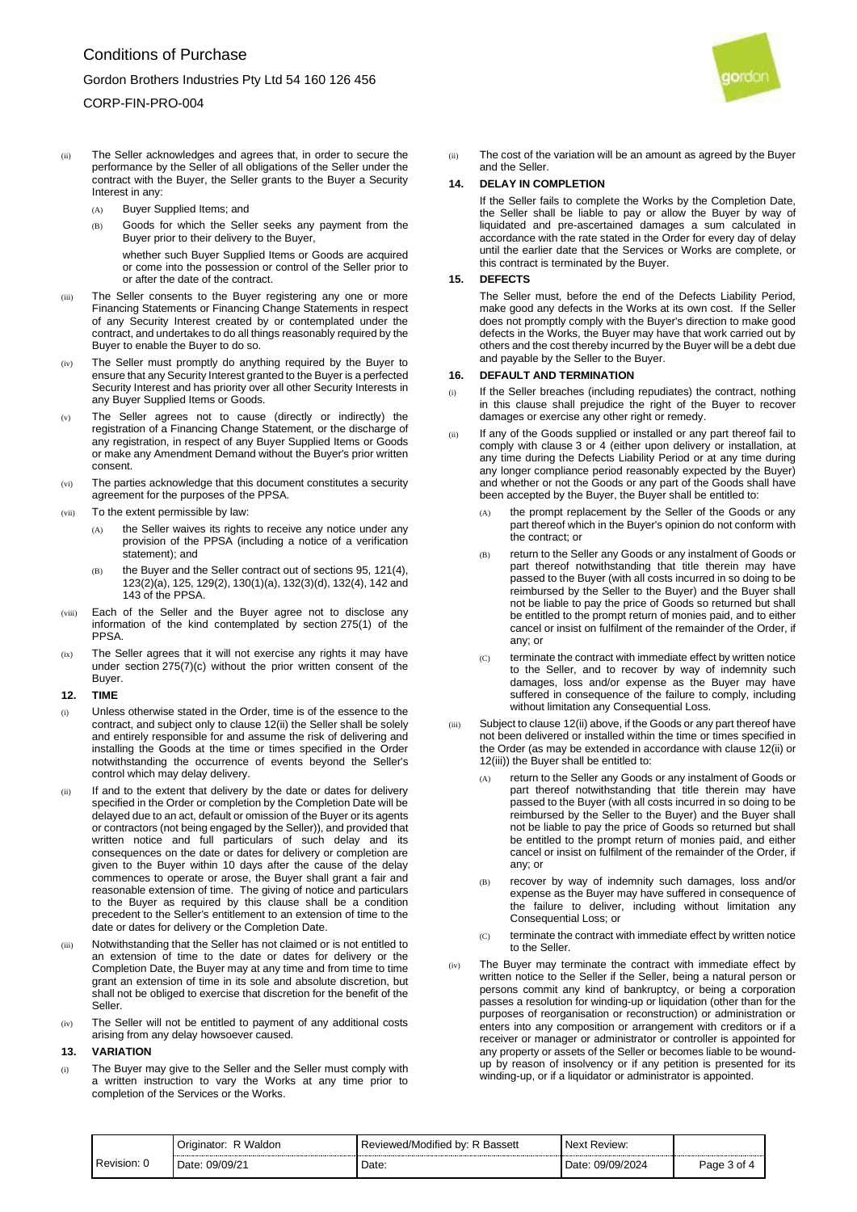(ii) The Seller acknowledges and agrees that, in order to secure the performance by the Seller of all obligations of the Seller under the contract with the Buyer, the Seller grants to the Buyer a Security Interest in any:

(A) Buyer Supplied Items; and

(B) Goods for which the Seller seeks any payment from the Buyer prior to their delivery to the Buyer,

whether such Buyer Supplied Items or Goods are acquired or come into the possession or control of the Seller prior to or after the date of the contract.

(iii) The Seller consents to the Buyer registering any one or more Financing Statements or Financing Change Statements in respect of any Security Interest created by or contemplated under the contract, and undertakes to do all things reasonably required by the Buyer to enable the Buyer to do so.

(iv) The Seller must promptly do anything required by the Buyer to ensure that any Security Interest granted to the Buyer is a perfected Security Interest and has priority over all other Security Interests in any Buyer Supplied Items or Goods.

(v) The Seller agrees not to cause (directly or indirectly) the registration of a Financing Change Statement, or the discharge of any registration, in respect of any Buyer Supplied Items or Goods or make any Amendment Demand without the Buyer's prior written consent.

(vi) The parties acknowledge that this document constitutes a security agreement for the purposes of the PPSA.

(vii) To the extent permissible by law:

(A) the Seller waives its rights to receive any notice under any provision of the PPSA (including a notice of a verification statement); and

(B) the Buyer and the Seller contract out of sections 95, 121(4), 123(2)(a), 125, 129(2), 130(1)(a), 132(3)(d), 132(4), 142 and 143 of the PPSA.

(viii) Each of the Seller and the Buyer agree not to disclose any information of the kind contemplated by section 275(1) of the PPSA.

(ix) The Seller agrees that it will not exercise any rights it may have under section 275(7)(c) without the prior written consent of the Buyer.

## 12. TIME

(i) Unless otherwise stated in the Order, time is of the essence to the contract, and subject only to clause 12(ii) the Seller shall be solely and entirely responsible for and assume the risk of delivering and installing the Goods at the time or times specified in the Order notwithstanding the occurrence of events beyond the Seller's control which may delay delivery.

(ii) If and to the extent that delivery by the date or dates for delivery specified in the Order or completion by the Completion Date will be delayed due to an act, default or omission of the Buyer or its agents or contractors (not being engaged by the Seller)), and provided that written notice and full particulars of such delay and its consequences on the date or dates for delivery or completion are given to the Buyer within 10 days after the cause of the delay commences to operate or arose, the Buyer shall grant a fair and reasonable extension of time. The giving of notice and particulars to the Buyer as required by this clause shall be a condition precedent to the Seller's entitlement to an extension of time to the date or dates for delivery or the Completion Date.

(iii) Notwithstanding that the Seller has not claimed or is not entitled to an extension of time to the date or dates for delivery or the Completion Date, the Buyer may at any time and from time to time grant an extension of time in its sole and absolute discretion, but shall not be obliged to exercise that discretion for the benefit of the Seller.

(iv) The Seller will not be entitled to payment of any additional costs arising from any delay howsoever caused.

## 13. VARIATION

(i) The Buyer may give to the Seller and the Seller must comply with a written instruction to vary the Works at any time prior to completion of the Services or the Works.

(ii) The cost of the variation will be an amount as agreed by the Buyer and the Seller.

## 14. DELAY IN COMPLETION

If the Seller fails to complete the Works by the Completion Date, the Seller shall be liable to pay or allow the Buyer by way of liquidated and pre-ascertained damages a sum calculated in accordance with the rate stated in the Order for every day of delay until the earlier date that the Services or Works are complete, or this contract is terminated by the Buyer.

## 15. DEFECTS

The Seller must, before the end of the Defects Liability Period, make good any defects in the Works at its own cost. If the Seller does not promptly comply with the Buyer's direction to make good defects in the Works, the Buyer may have that work carried out by others and the cost thereby incurred by the Buyer will be a debt due and payable by the Seller to the Buyer.

## 16. DEFAULT AND TERMINATION

(i) If the Seller breaches (including repudiates) the contract, nothing in this clause shall prejudice the right of the Buyer to recover damages or exercise any other right or remedy.

(ii) If any of the Goods supplied or installed or any part thereof fail to comply with clause 3 or 4 (either upon delivery or installation, at any time during the Defects Liability Period or at any time during any longer compliance period reasonably expected by the Buyer) and whether or not the Goods or any part of the Goods shall have been accepted by the Buyer, the Buyer shall be entitled to:

(A) the prompt replacement by the Seller of the Goods or any part thereof which in the Buyer's opinion do not conform with the contract; or

(B) return to the Seller any Goods or any instalment of Goods or part thereof notwithstanding that title therein may have passed to the Buyer (with all costs incurred in so doing to be reimbursed by the Seller to the Buyer) and the Buyer shall not be liable to pay the price of Goods so returned but shall be entitled to the prompt return of monies paid, and to either cancel or insist on fulfilment of the remainder of the Order, if any; or

(C) terminate the contract with immediate effect by written notice to the Seller, and to recover by way of indemnity such damages, loss and/or expense as the Buyer may have suffered in consequence of the failure to comply, including without limitation any Consequential Loss.

(iii) Subject to clause 12(ii) above, if the Goods or any part thereof have not been delivered or installed within the time or times specified in the Order (as may be extended in accordance with clause 12(ii) or 12(iii)) the Buyer shall be entitled to:

(A) return to the Seller any Goods or any instalment of Goods or part thereof notwithstanding that title therein may have passed to the Buyer (with all costs incurred in so doing to be reimbursed by the Seller to the Buyer) and the Buyer shall not be liable to pay the price of Goods so returned but shall be entitled to the prompt return of monies paid, and either cancel or insist on fulfilment of the remainder of the Order, if any; or

(B) recover by way of indemnity such damages, loss and/or expense as the Buyer may have suffered in consequence of the failure to deliver, including without limitation any Consequential Loss; or

(C) terminate the contract with immediate effect by written notice to the Seller.

(iv) The Buyer may terminate the contract with immediate effect by written notice to the Seller if the Seller, being a natural person or persons commit any kind of bankruptcy, or being a corporation passes a resolution for winding-up or liquidation (other than for the purposes of reorganisation or reconstruction) or administration or enters into any composition or arrangement with creditors or if a receiver or manager or administrator or controller is appointed for any property or assets of the Seller or becomes liable to be wound-up by reason of insolvency or if any petition is presented for its winding-up, or if a liquidator or administrator is appointed.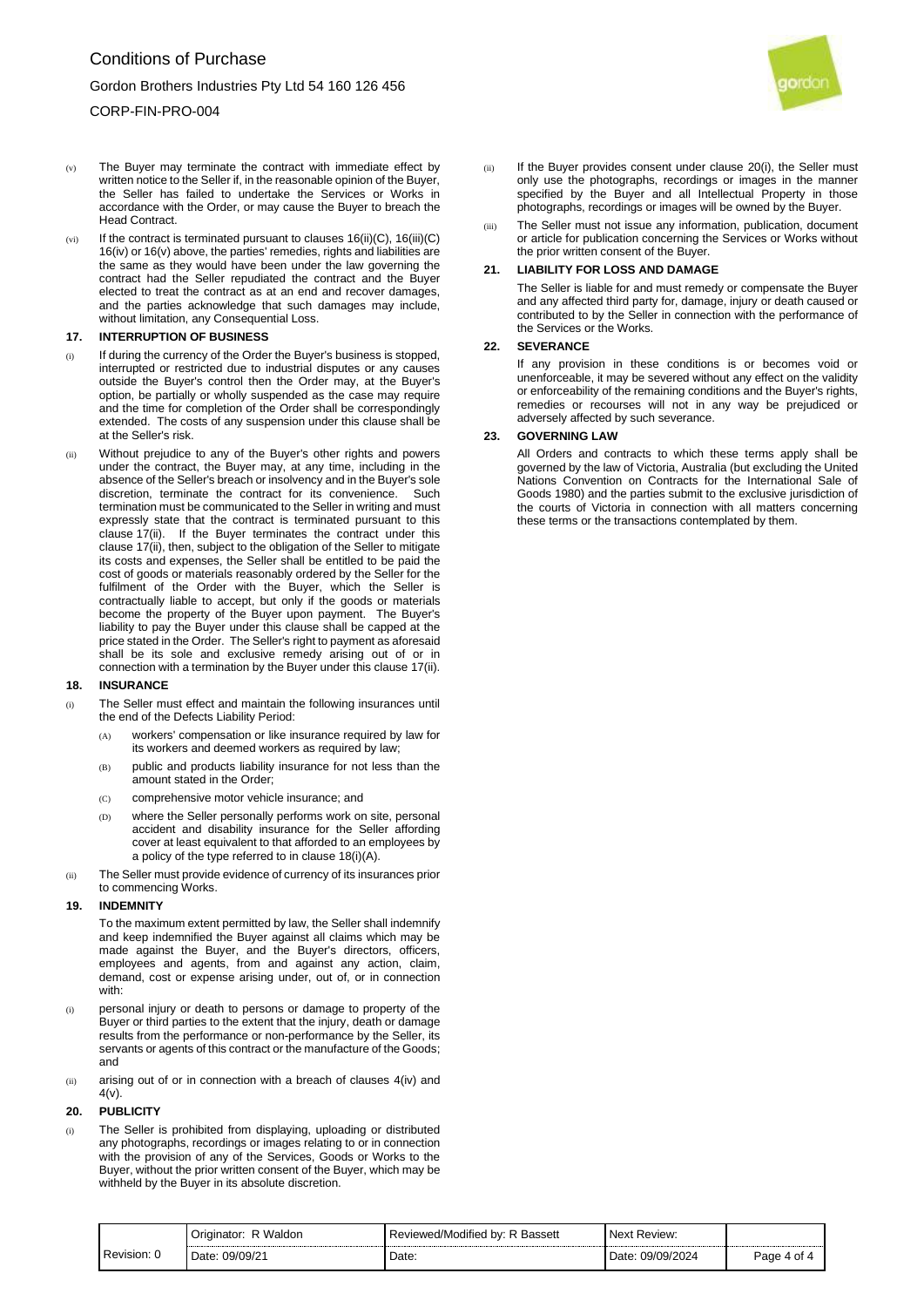(v) The Buyer may terminate the contract with immediate effect by written notice to the Seller if, in the reasonable opinion of the Buyer, the Seller has failed to undertake the Services or Works in accordance with the Order, or may cause the Buyer to breach the Head Contract.

(vi) If the contract is terminated pursuant to clauses 16(ii)(C), 16(iii)(C) 16(iv) or 16(v) above, the parties' remedies, rights and liabilities are the same as they would have been under the law governing the contract had the Seller repudiated the contract and the Buyer elected to treat the contract as at an end and recover damages, and the parties acknowledge that such damages may include, without limitation, any Consequential Loss.

## 17. INTERRUPTION OF BUSINESS

(i) If during the currency of the Order the Buyer's business is stopped, interrupted or restricted due to industrial disputes or any causes outside the Buyer's control then the Order may, at the Buyer's option, be partially or wholly suspended as the case may require and the time for completion of the Order shall be correspondingly extended. The costs of any suspension under this clause shall be at the Seller's risk.

(ii) Without prejudice to any of the Buyer's other rights and powers under the contract, the Buyer may, at any time, including in the absence of the Seller's breach or insolvency and in the Buyer's sole discretion, terminate the contract for its convenience. Such termination must be communicated to the Seller in writing and must expressly state that the contract is terminated pursuant to this clause 17(ii). If the Buyer terminates the contract under this clause 17(ii), then, subject to the obligation of the Seller to mitigate its costs and expenses, the Seller shall be entitled to be paid the cost of goods or materials reasonably ordered by the Seller for the fulfilment of the Order with the Buyer, which the Seller is contractually liable to accept, but only if the goods or materials become the property of the Buyer upon payment. The Buyer's liability to pay the Buyer under this clause shall be capped at the price stated in the Order. The Seller's right to payment as aforesaid shall be its sole and exclusive remedy arising out of or in connection with a termination by the Buyer under this clause 17(ii).

## 18. INSURANCE

(i) The Seller must effect and maintain the following insurances until the end of the Defects Liability Period:

   (A) workers' compensation or like insurance required by law for its workers and deemed workers as required by law;

   (B) public and products liability insurance for not less than the amount stated in the Order;

   (C) comprehensive motor vehicle insurance; and

   (D) where the Seller personally performs work on site, personal accident and disability insurance for the Seller affording cover at least equivalent to that afforded to an employees by a policy of the type referred to in clause 18(i)(A).

(ii) The Seller must provide evidence of currency of its insurances prior to commencing Works.

## 19. INDEMNITY

To the maximum extent permitted by law, the Seller shall indemnify and keep indemnified the Buyer against all claims which may be made against the Buyer, and the Buyer's directors, officers, employees and agents, from and against any action, claim, demand, cost or expense arising under, out of, or in connection with:

(i) personal injury or death to persons or damage to property of the Buyer or third parties to the extent that the injury, death or damage results from the performance or non-performance by the Seller, its servants or agents of this contract or the manufacture of the Goods; and

(ii) arising out of or in connection with a breach of clauses 4(iv) and 4(v).

## 20. PUBLICITY

(i) The Seller is prohibited from displaying, uploading or distributed any photographs, recordings or images relating to or in connection with the provision of any of the Services, Goods or Works to the Buyer, without the prior written consent of the Buyer, which may be withheld by the Buyer in its absolute discretion.

(ii) If the Buyer provides consent under clause 20(i), the Seller must only use the photographs, recordings or images in the manner specified by the Buyer and all Intellectual Property in those photographs, recordings or images will be owned by the Buyer.

(iii) The Seller must not issue any information, publication, document or article for publication concerning the Services or Works without the prior written consent of the Buyer.

## 21. LIABILITY FOR LOSS AND DAMAGE

The Seller is liable for and must remedy or compensate the Buyer and any affected third party for, damage, injury or death caused or contributed to by the Seller in connection with the performance of the Services or the Works.

## 22. SEVERANCE

If any provision in these conditions is or becomes void or unenforceable, it may be severed without any effect on the validity or enforceability of the remaining conditions and the Buyer's rights, remedies or recourses will not in any way be prejudiced or adversely affected by such severance.

## 23. GOVERNING LAW

All Orders and contracts to which these terms apply shall be governed by the law of Victoria, Australia (but excluding the United Nations Convention on Contracts for the International Sale of Goods 1980) and the parties submit to the exclusive jurisdiction of the courts of Victoria in connection with all matters concerning these terms or the transactions contemplated by them.